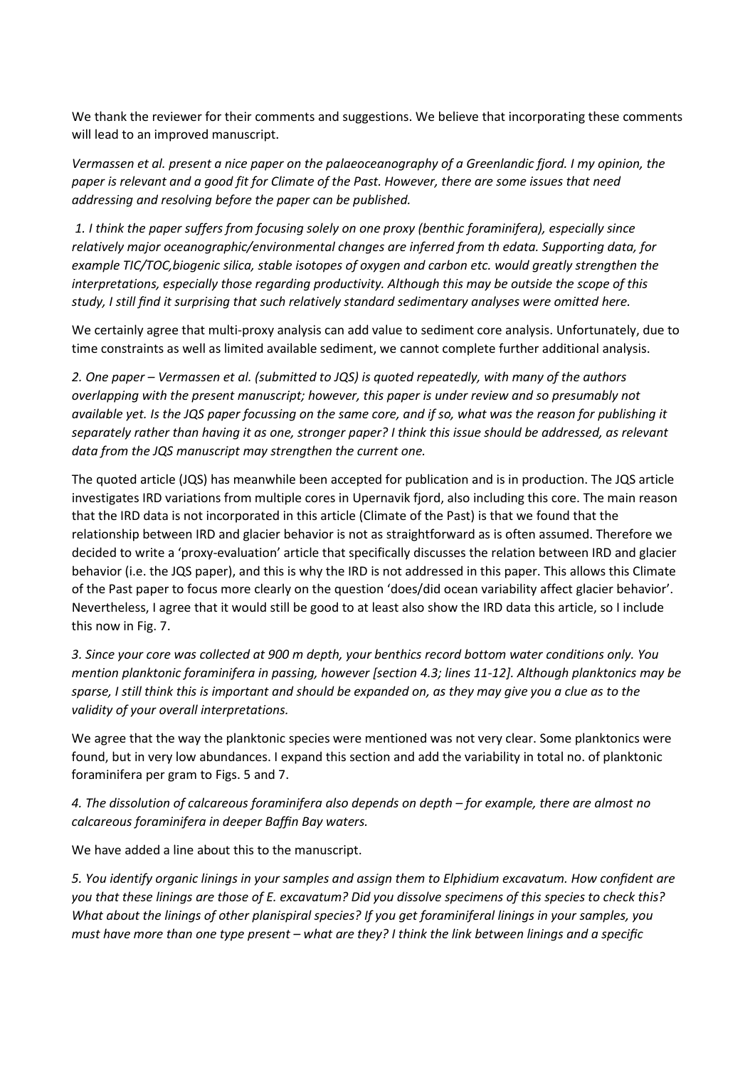We thank the reviewer for their comments and suggestions. We believe that incorporating these comments will lead to an improved manuscript.

*Vermassen et al. present a nice paper on the palaeoceanography of a Greenlandic fjord. I my opinion, the paper is relevant and a good fit for Climate of the Past. However, there are some issues that need addressing and resolving before the paper can be published.*

*1. I think the paper suffers from focusing solely on one proxy (benthic foraminifera), especially since relatively major oceanographic/environmental changes are inferred from th edata. Supporting data, for example TIC/TOC,biogenic silica, stable isotopes of oxygen and carbon etc. would greatly strengthen the interpretations, especially those regarding productivity. Although this may be outside the scope of this study, I still find it surprising that such relatively standard sedimentary analyses were omitted here.*

We certainly agree that multi-proxy analysis can add value to sediment core analysis. Unfortunately, due to time constraints as well as limited available sediment, we cannot complete further additional analysis.

*2. One paper – Vermassen et al. (submitted to JQS) is quoted repeatedly, with many of the authors overlapping with the present manuscript; however, this paper is under review and so presumably not available yet. Is the JQS paper focussing on the same core, and if so, what was the reason for publishing it separately rather than having it as one, stronger paper? I think this issue should be addressed, as relevant data from the JQS manuscript may strengthen the current one.*

The quoted article (JQS) has meanwhile been accepted for publication and is in production. The JQS article investigates IRD variations from multiple cores in Upernavik fjord, also including this core. The main reason that the IRD data is not incorporated in this article (Climate of the Past) is that we found that the relationship between IRD and glacier behavior is not as straightforward as is often assumed. Therefore we decided to write a 'proxy-evaluation' article that specifically discusses the relation between IRD and glacier behavior (i.e. the JQS paper), and this is why the IRD is not addressed in this paper. This allows this Climate of the Past paper to focus more clearly on the question 'does/did ocean variability affect glacier behavior'. Nevertheless, I agree that it would still be good to at least also show the IRD data this article, so I include this now in Fig. 7.

*3. Since your core was collected at 900 m depth, your benthics record bottom water conditions only. You mention planktonic foraminifera in passing, however [section 4.3; lines 11-12]. Although planktonics may be sparse, I still think this is important and should be expanded on, as they may give you a clue as to the validity of your overall interpretations.*

We agree that the way the planktonic species were mentioned was not very clear. Some planktonics were found, but in very low abundances. I expand this section and add the variability in total no. of planktonic foraminifera per gram to Figs. 5 and 7.

*4. The dissolution of calcareous foraminifera also depends on depth – for example, there are almost no calcareous foraminifera in deeper Baffin Bay waters.*

We have added a line about this to the manuscript.

*5. You identify organic linings in your samples and assign them to Elphidium excavatum. How confident are you that these linings are those of E. excavatum? Did you dissolve specimens of this species to check this? What about the linings of other planispiral species? If you get foraminiferal linings in your samples, you must have more than one type present – what are they? I think the link between linings and a specific*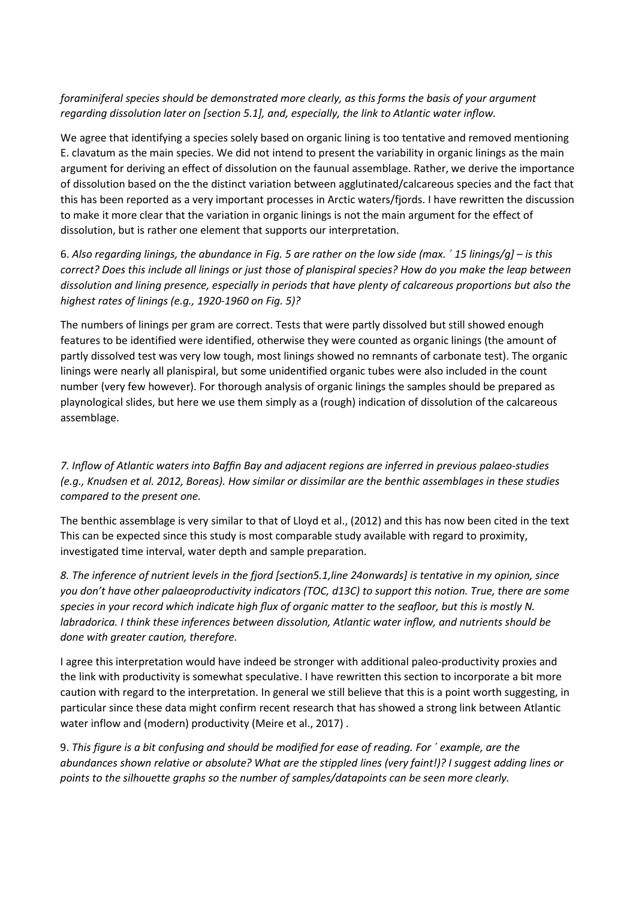*foraminiferal species should be demonstrated more clearly, as this forms the basis of your argument regarding dissolution later on [section 5.1], and, especially, the link to Atlantic water inflow.*

We agree that identifying a species solely based on organic lining is too tentative and removed mentioning E. clavatum as the main species. We did not intend to present the variability in organic linings as the main argument for deriving an effect of dissolution on the faunual assemblage. Rather, we derive the importance of dissolution based on the the distinct variation between agglutinated/calcareous species and the fact that this has been reported as a very important processes in Arctic waters/fjords. I have rewritten the discussion to make it more clear that the variation in organic linings is not the main argument for the effect of dissolution, but is rather one element that supports our interpretation.

6. *Also regarding linings, the abundance in Fig. 5 are rather on the low side (max. ´ 15 linings/g] – is this correct? Does this include all linings or just those of planispiral species? How do you make the leap between dissolution and lining presence, especially in periods that have plenty of calcareous proportions but also the highest rates of linings (e.g., 1920-1960 on Fig. 5)?*

The numbers of linings per gram are correct. Tests that were partly dissolved but still showed enough features to be identified were identified, otherwise they were counted as organic linings (the amount of partly dissolved test was very low tough, most linings showed no remnants of carbonate test). The organic linings were nearly all planispiral, but some unidentified organic tubes were also included in the count number (very few however). For thorough analysis of organic linings the samples should be prepared as playnological slides, but here we use them simply as a (rough) indication of dissolution of the calcareous assemblage.

*7. Inflow of Atlantic waters into Baffin Bay and adjacent regions are inferred in previous palaeo-studies (e.g., Knudsen et al. 2012, Boreas). How similar or dissimilar are the benthic assemblages in these studies compared to the present one.*

The benthic assemblage is very similar to that of Lloyd et al., (2012) and this has now been cited in the text This can be expected since this study is most comparable study available with regard to proximity, investigated time interval, water depth and sample preparation.

*8. The inference of nutrient levels in the fjord [section5.1,line 24onwards] is tentative in my opinion, since you don't have other palaeoproductivity indicators (TOC, d13C) to support this notion. True, there are some species in your record which indicate high flux of organic matter to the seafloor, but this is mostly N. labradorica. I think these inferences between dissolution, Atlantic water inflow, and nutrients should be done with greater caution, therefore.*

I agree this interpretation would have indeed be stronger with additional paleo-productivity proxies and the link with productivity is somewhat speculative. I have rewritten this section to incorporate a bit more caution with regard to the interpretation. In general we still believe that this is a point worth suggesting, in particular since these data might confirm recent research that has showed a strong link between Atlantic water inflow and (modern) productivity (Meire et al., 2017) .

9. *This figure is a bit confusing and should be modified for ease of reading. For ´ example, are the abundances shown relative or absolute? What are the stippled lines (very faint!)? I suggest adding lines or points to the silhouette graphs so the number of samples/datapoints can be seen more clearly.*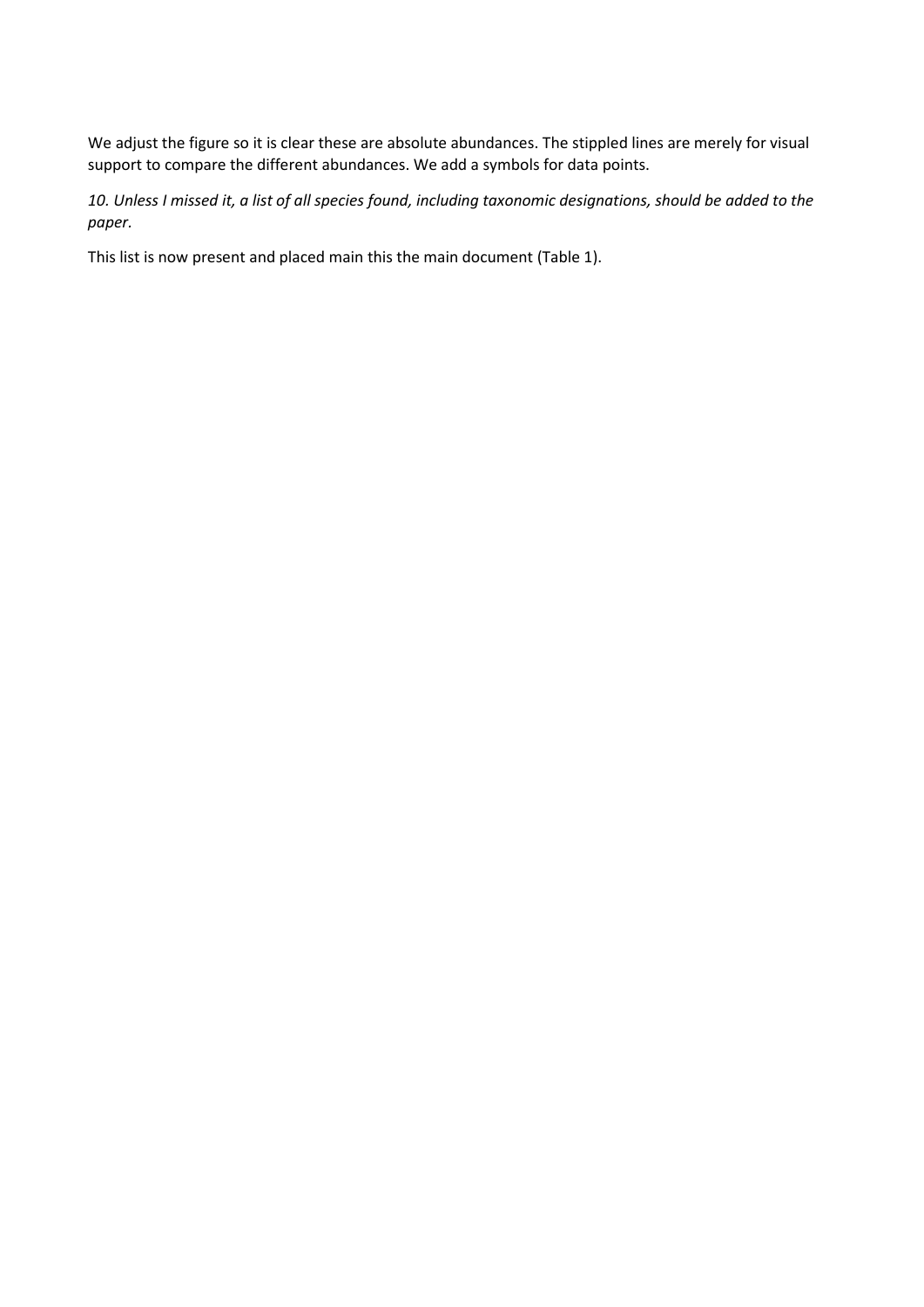We adjust the figure so it is clear these are absolute abundances. The stippled lines are merely for visual support to compare the different abundances. We add a symbols for data points.

*10. Unless I missed it, a list of all species found, including taxonomic designations, should be added to the paper.*

This list is now present and placed main this the main document (Table 1).